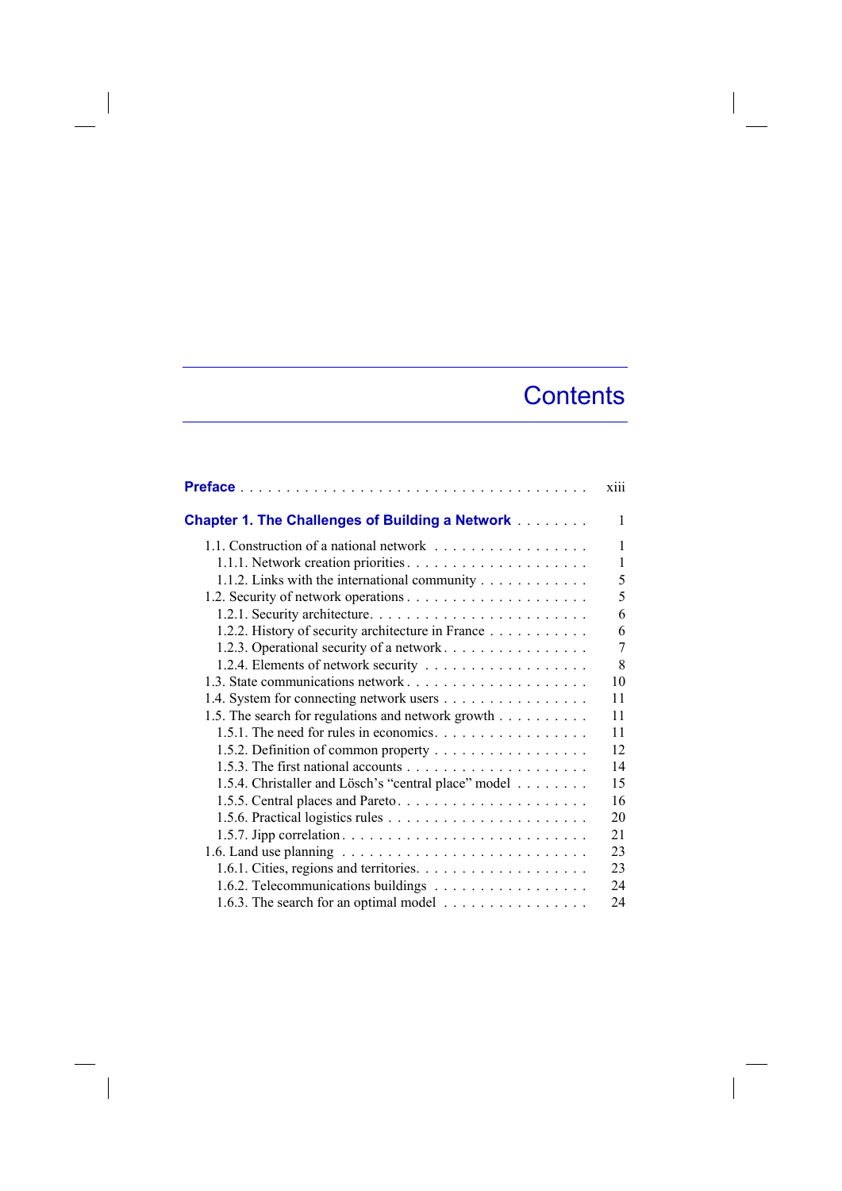# Contents

**Preface** . . . . . . . . . . . . . . . . . . . . . . . . . . . . . . . . . . . . . xiii

**Chapter 1. The Challenges of Building a Network** . . . . . . . . 1

1.1. Construction of a national network . . . . . . . . . . . . . . . . . 1
  1.1.1. Network creation priorities . . . . . . . . . . . . . . . . . . . . 1
  1.1.2. Links with the international community . . . . . . . . . . . 5
1.2. Security of network operations . . . . . . . . . . . . . . . . . . . 5
  1.2.1. Security architecture. . . . . . . . . . . . . . . . . . . . . . . . 6
  1.2.2. History of security architecture in France . . . . . . . . . . 6
  1.2.3. Operational security of a network . . . . . . . . . . . . . . . . 7
  1.2.4. Elements of network security . . . . . . . . . . . . . . . . . . 8
1.3. State communications network . . . . . . . . . . . . . . . . . . . 10
1.4. System for connecting network users . . . . . . . . . . . . . . . 11
1.5. The search for regulations and network growth . . . . . . . . . 11
  1.5.1. The need for rules in economics. . . . . . . . . . . . . . . . . 11
  1.5.2. Definition of common property . . . . . . . . . . . . . . . . . 12
  1.5.3. The first national accounts . . . . . . . . . . . . . . . . . . . 14
  1.5.4. Christaller and Lösch's "central place" model . . . . . . . . 15
  1.5.5. Central places and Pareto. . . . . . . . . . . . . . . . . . . . . 16
  1.5.6. Practical logistics rules . . . . . . . . . . . . . . . . . . . . . . 20
  1.5.7. Jipp correlation. . . . . . . . . . . . . . . . . . . . . . . . . . . 21
1.6. Land use planning . . . . . . . . . . . . . . . . . . . . . . . . . . 23
  1.6.1. Cities, regions and territories. . . . . . . . . . . . . . . . . . . 23
  1.6.2. Telecommunications buildings . . . . . . . . . . . . . . . . . 24
  1.6.3. The search for an optimal model . . . . . . . . . . . . . . . . 24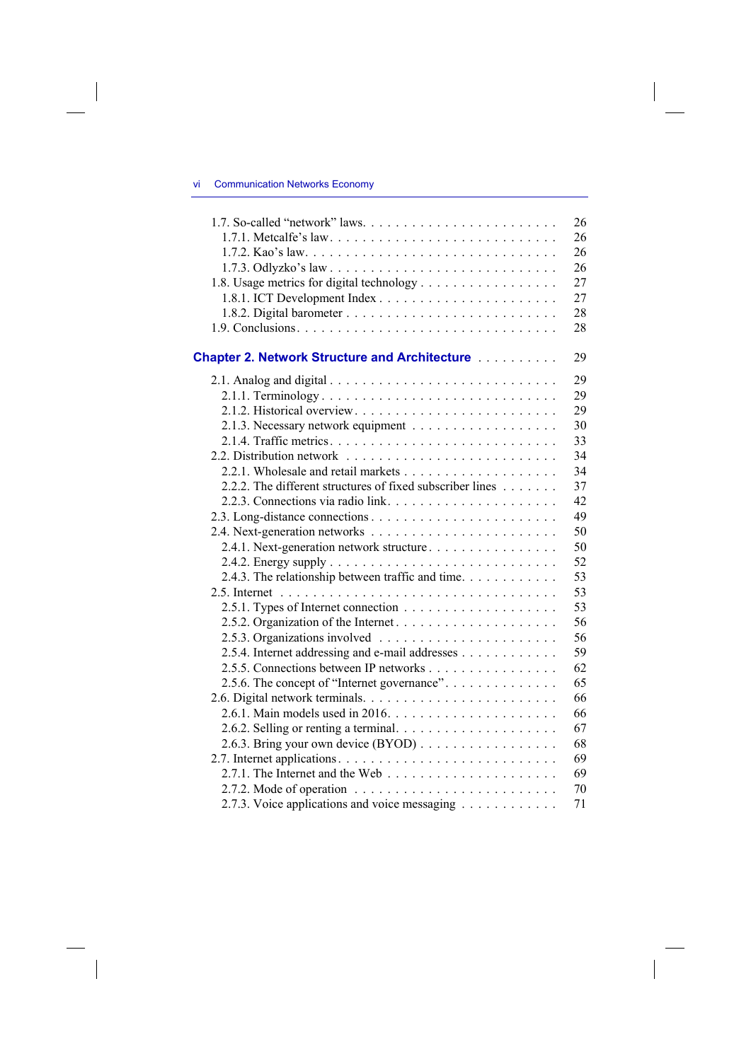1.7. So-called “network” laws . . . . . . . . . . . . . . . . . . . . . . . 26
  1.7.1. Metcalfe’s law . . . . . . . . . . . . . . . . . . . . . . . . . . 26
  1.7.2. Kao’s law . . . . . . . . . . . . . . . . . . . . . . . . . . . . 26
  1.7.3. Odlyzko’s law . . . . . . . . . . . . . . . . . . . . . . . . . . 26
1.8. Usage metrics for digital technology . . . . . . . . . . . . . . . . . 27
  1.8.1. ICT Development Index . . . . . . . . . . . . . . . . . . . . . 27
  1.8.2. Digital barometer . . . . . . . . . . . . . . . . . . . . . . . . 28
1.9. Conclusions . . . . . . . . . . . . . . . . . . . . . . . . . . . . . . 28

**Chapter 2. Network Structure and Architecture** . . . . . . . . . . 29

2.1. Analog and digital . . . . . . . . . . . . . . . . . . . . . . . . . . . 29
  2.1.1. Terminology . . . . . . . . . . . . . . . . . . . . . . . . . . . 29
  2.1.2. Historical overview . . . . . . . . . . . . . . . . . . . . . . . 29
  2.1.3. Necessary network equipment . . . . . . . . . . . . . . . . . . 30
  2.1.4. Traffic metrics . . . . . . . . . . . . . . . . . . . . . . . . . 33
2.2. Distribution network . . . . . . . . . . . . . . . . . . . . . . . . . 34
  2.2.1. Wholesale and retail markets . . . . . . . . . . . . . . . . . . 34
  2.2.2. The different structures of fixed subscriber lines . . . . . . . 37
  2.2.3. Connections via radio link . . . . . . . . . . . . . . . . . . . 42
2.3. Long-distance connections . . . . . . . . . . . . . . . . . . . . . . 49
2.4. Next-generation networks . . . . . . . . . . . . . . . . . . . . . . . 50
  2.4.1. Next-generation network structure . . . . . . . . . . . . . . . 50
  2.4.2. Energy supply . . . . . . . . . . . . . . . . . . . . . . . . . . 52
  2.4.3. The relationship between traffic and time . . . . . . . . . . . 53
2.5. Internet . . . . . . . . . . . . . . . . . . . . . . . . . . . . . . . . 53
  2.5.1. Types of Internet connection . . . . . . . . . . . . . . . . . . 53
  2.5.2. Organization of the Internet . . . . . . . . . . . . . . . . . . . 56
  2.5.3. Organizations involved . . . . . . . . . . . . . . . . . . . . . 56
  2.5.4. Internet addressing and e-mail addresses . . . . . . . . . . . . 59
  2.5.5. Connections between IP networks . . . . . . . . . . . . . . . . 62
  2.5.6. The concept of “Internet governance” . . . . . . . . . . . . . . 65
2.6. Digital network terminals . . . . . . . . . . . . . . . . . . . . . . . 66
  2.6.1. Main models used in 2016 . . . . . . . . . . . . . . . . . . . . 66
  2.6.2. Selling or renting a terminal . . . . . . . . . . . . . . . . . . 67
  2.6.3. Bring your own device (BYOD) . . . . . . . . . . . . . . . . . 68
2.7. Internet applications . . . . . . . . . . . . . . . . . . . . . . . . . 69
  2.7.1. The Internet and the Web . . . . . . . . . . . . . . . . . . . . 69
  2.7.2. Mode of operation . . . . . . . . . . . . . . . . . . . . . . . . 70
  2.7.3. Voice applications and voice messaging . . . . . . . . . . . . 71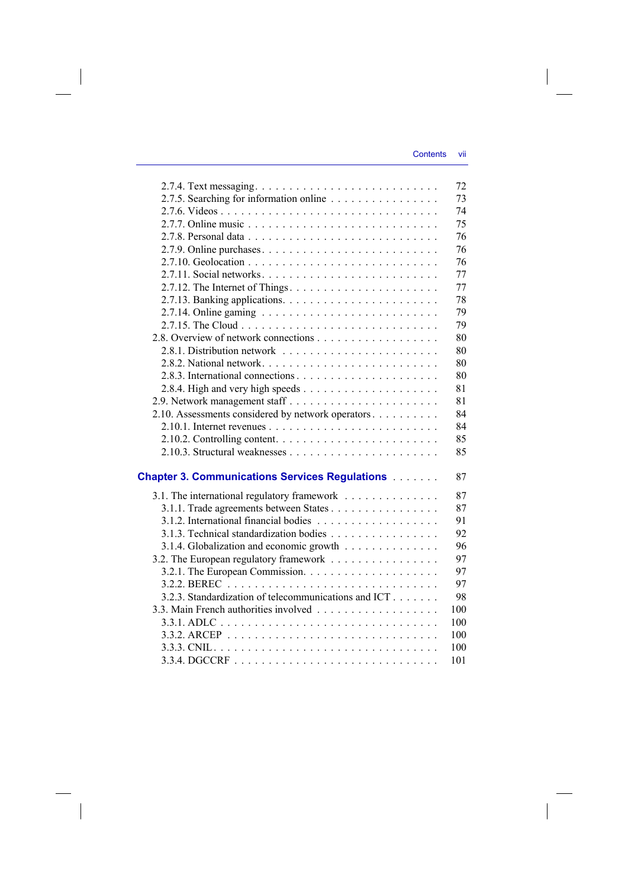2.7.4. Text messaging . . . . . . . . . . 72
2.7.5. Searching for information online . . . . . . . . . . 73
2.7.6. Videos . . . . . . . . . . 74
2.7.7. Online music . . . . . . . . . . 75
2.7.8. Personal data . . . . . . . . . . 76
2.7.9. Online purchases . . . . . . . . . . 76
2.7.10. Geolocation . . . . . . . . . . 76
2.7.11. Social networks . . . . . . . . . . 77
2.7.12. The Internet of Things . . . . . . . . . . 77
2.7.13. Banking applications . . . . . . . . . . 78
2.7.14. Online gaming . . . . . . . . . . 79
2.7.15. The Cloud . . . . . . . . . . 79
2.8. Overview of network connections . . . . . . . . . . 80
2.8.1. Distribution network . . . . . . . . . . 80
2.8.2. National network . . . . . . . . . . 80
2.8.3. International connections . . . . . . . . . . 80
2.8.4. High and very high speeds . . . . . . . . . . 81
2.9. Network management staff . . . . . . . . . . 81
2.10. Assessments considered by network operators . . . . . . . . . . 84
2.10.1. Internet revenues . . . . . . . . . . 84
2.10.2. Controlling content . . . . . . . . . . 85
2.10.3. Structural weaknesses . . . . . . . . . . 85

**Chapter 3. Communications Services Regulations . . . . . . . 87**

3.1. The international regulatory framework . . . . . . . . . . 87
3.1.1. Trade agreements between States . . . . . . . . . . 87
3.1.2. International financial bodies . . . . . . . . . . 91
3.1.3. Technical standardization bodies . . . . . . . . . . 92
3.1.4. Globalization and economic growth . . . . . . . . . . 96
3.2. The European regulatory framework . . . . . . . . . . 97
3.2.1. The European Commission . . . . . . . . . . 97
3.2.2. BEREC . . . . . . . . . . 97
3.2.3. Standardization of telecommunications and ICT . . . . . . . 98
3.3. Main French authorities involved . . . . . . . . . . 100
3.3.1. ADLC . . . . . . . . . . 100
3.3.2. ARCEP . . . . . . . . . . 100
3.3.3. CNIL . . . . . . . . . . 100
3.3.4. DGCCRF . . . . . . . . . . 101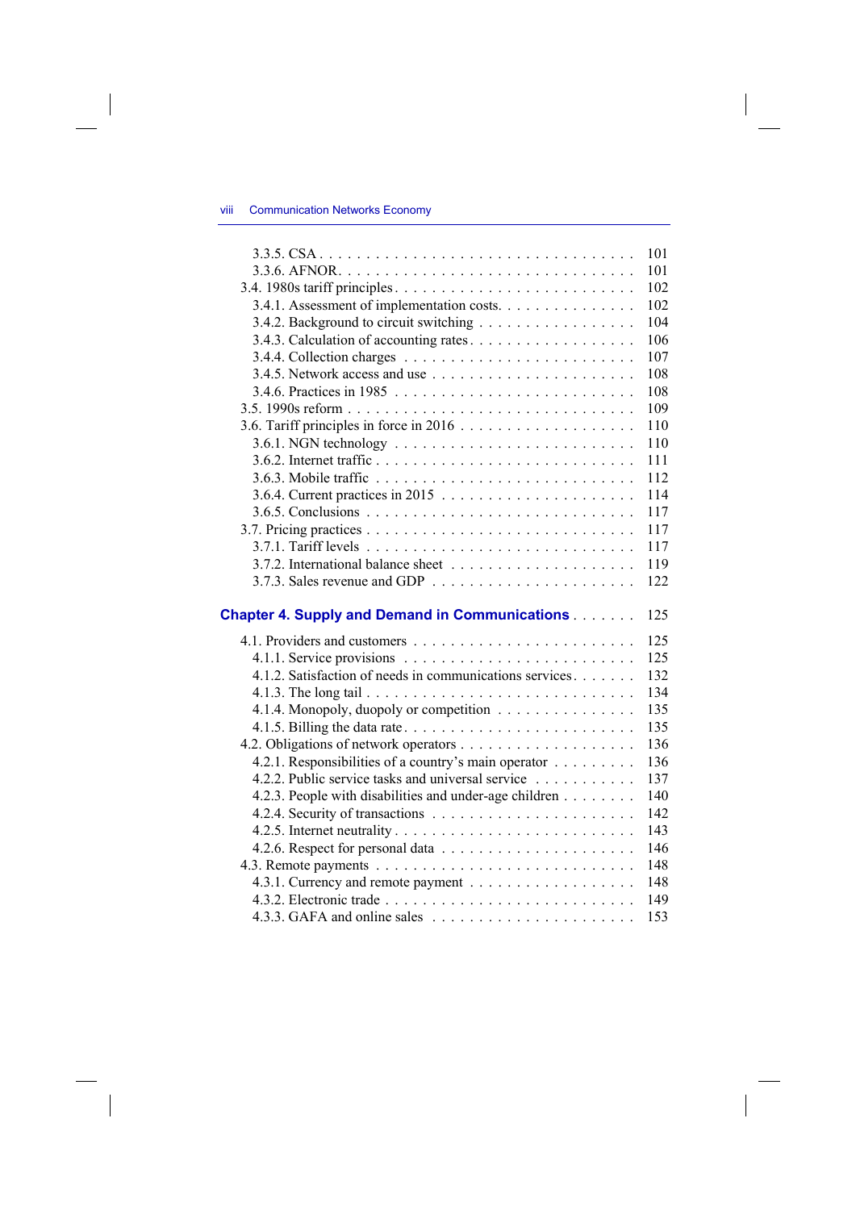3.3.5. CSA . . . . . . . . . . . . . . . . . . . . . . . . . . . . . . . . 101
3.3.6. AFNOR . . . . . . . . . . . . . . . . . . . . . . . . . . . . . . . 101
3.4. 1980s tariff principles . . . . . . . . . . . . . . . . . . . . . . . . . 102
3.4.1. Assessment of implementation costs . . . . . . . . . . . . . . 102
3.4.2. Background to circuit switching . . . . . . . . . . . . . . . . 104
3.4.3. Calculation of accounting rates . . . . . . . . . . . . . . . . . 106
3.4.4. Collection charges . . . . . . . . . . . . . . . . . . . . . . . 107
3.4.5. Network access and use . . . . . . . . . . . . . . . . . . . . 108
3.4.6. Practices in 1985 . . . . . . . . . . . . . . . . . . . . . . . 108
3.5. 1990s reform . . . . . . . . . . . . . . . . . . . . . . . . . . . . . 109
3.6. Tariff principles in force in 2016 . . . . . . . . . . . . . . . . . . 110
3.6.1. NGN technology . . . . . . . . . . . . . . . . . . . . . . . . 110
3.6.2. Internet traffic . . . . . . . . . . . . . . . . . . . . . . . . . 111
3.6.3. Mobile traffic . . . . . . . . . . . . . . . . . . . . . . . . . 112
3.6.4. Current practices in 2015 . . . . . . . . . . . . . . . . . . . 114
3.6.5. Conclusions . . . . . . . . . . . . . . . . . . . . . . . . . . 117
3.7. Pricing practices . . . . . . . . . . . . . . . . . . . . . . . . . . . 117
3.7.1. Tariff levels . . . . . . . . . . . . . . . . . . . . . . . . . . 117
3.7.2. International balance sheet . . . . . . . . . . . . . . . . . . . 119
3.7.3. Sales revenue and GDP . . . . . . . . . . . . . . . . . . . . 122

**Chapter 4. Supply and Demand in Communications** . . . . . . . 125

4.1. Providers and customers . . . . . . . . . . . . . . . . . . . . . . . 125
4.1.1. Service provisions . . . . . . . . . . . . . . . . . . . . . . . 125
4.1.2. Satisfaction of needs in communications services . . . . . . . 132
4.1.3. The long tail . . . . . . . . . . . . . . . . . . . . . . . . . . 134
4.1.4. Monopoly, duopoly or competition . . . . . . . . . . . . . . . 135
4.1.5. Billing the data rate . . . . . . . . . . . . . . . . . . . . . . 135
4.2. Obligations of network operators . . . . . . . . . . . . . . . . . . 136
4.2.1. Responsibilities of a country's main operator . . . . . . . . . 136
4.2.2. Public service tasks and universal service . . . . . . . . . . . 137
4.2.3. People with disabilities and under-age children . . . . . . . . 140
4.2.4. Security of transactions . . . . . . . . . . . . . . . . . . . . 142
4.2.5. Internet neutrality . . . . . . . . . . . . . . . . . . . . . . . 143
4.2.6. Respect for personal data . . . . . . . . . . . . . . . . . . . 146
4.3. Remote payments . . . . . . . . . . . . . . . . . . . . . . . . . . 148
4.3.1. Currency and remote payment . . . . . . . . . . . . . . . . . 148
4.3.2. Electronic trade . . . . . . . . . . . . . . . . . . . . . . . . 149
4.3.3. GAFA and online sales . . . . . . . . . . . . . . . . . . . . 153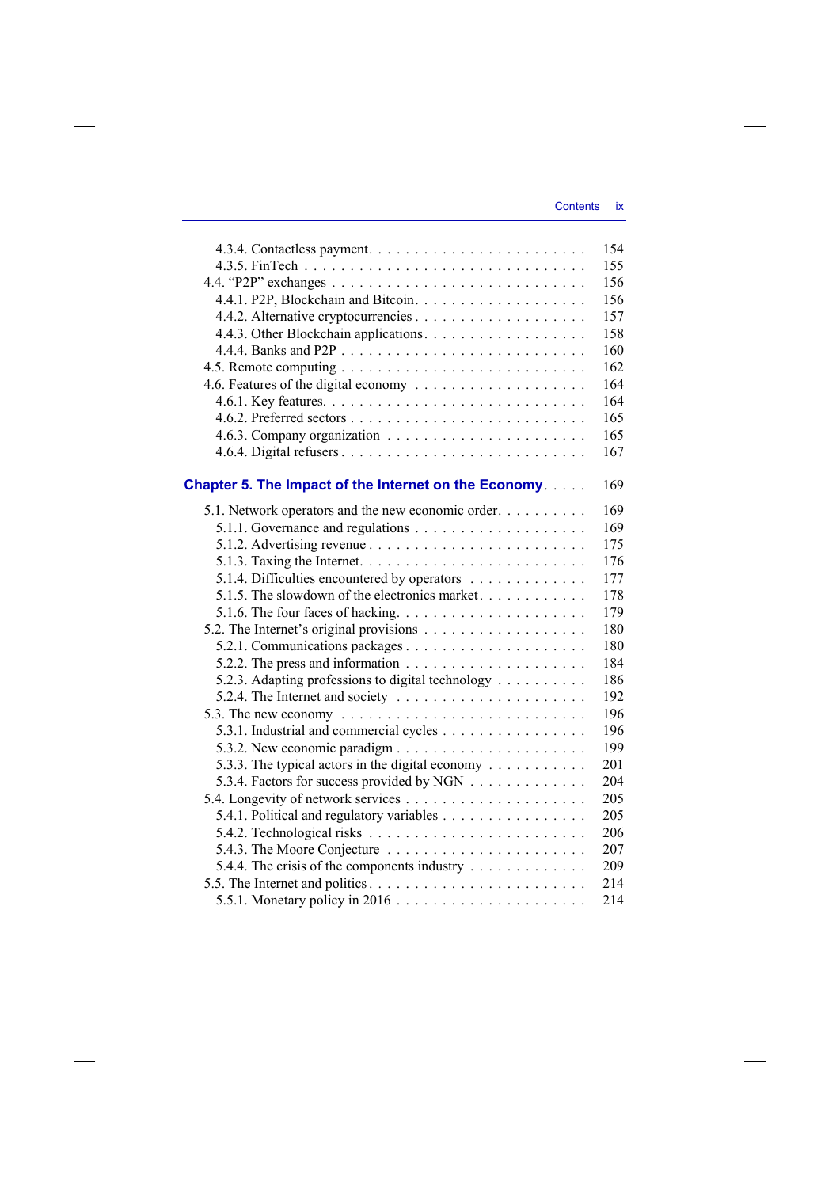4.3.4. Contactless payment . . . . . . . . . . 154
4.3.5. FinTech . . . . . . . . . . 155
4.4. "P2P" exchanges . . . . . . . . . . 156
4.4.1. P2P, Blockchain and Bitcoin . . . . . . . . . . 156
4.4.2. Alternative cryptocurrencies . . . . . . . . . . 157
4.4.3. Other Blockchain applications . . . . . . . . . . 158
4.4.4. Banks and P2P . . . . . . . . . . 160
4.5. Remote computing . . . . . . . . . . 162
4.6. Features of the digital economy . . . . . . . . . . 164
4.6.1. Key features . . . . . . . . . . 164
4.6.2. Preferred sectors . . . . . . . . . . 165
4.6.3. Company organization . . . . . . . . . . 165
4.6.4. Digital refusers . . . . . . . . . . 167

**Chapter 5. The Impact of the Internet on the Economy** . . . . . 169

5.1. Network operators and the new economic order . . . . . . . . . . 169
5.1.1. Governance and regulations . . . . . . . . . . 169
5.1.2. Advertising revenue . . . . . . . . . . 175
5.1.3. Taxing the Internet . . . . . . . . . . 176
5.1.4. Difficulties encountered by operators . . . . . . . . . . 177
5.1.5. The slowdown of the electronics market . . . . . . . . . . 178
5.1.6. The four faces of hacking . . . . . . . . . . 179
5.2. The Internet's original provisions . . . . . . . . . . 180
5.2.1. Communications packages . . . . . . . . . . 180
5.2.2. The press and information . . . . . . . . . . 184
5.2.3. Adapting professions to digital technology . . . . . . . . . . 186
5.2.4. The Internet and society . . . . . . . . . . 192
5.3. The new economy . . . . . . . . . . 196
5.3.1. Industrial and commercial cycles . . . . . . . . . . 196
5.3.2. New economic paradigm . . . . . . . . . . 199
5.3.3. The typical actors in the digital economy . . . . . . . . . . 201
5.3.4. Factors for success provided by NGN . . . . . . . . . . 204
5.4. Longevity of network services . . . . . . . . . . 205
5.4.1. Political and regulatory variables . . . . . . . . . . 205
5.4.2. Technological risks . . . . . . . . . . 206
5.4.3. The Moore Conjecture . . . . . . . . . . 207
5.4.4. The crisis of the components industry . . . . . . . . . . 209
5.5. The Internet and politics . . . . . . . . . . 214
5.5.1. Monetary policy in 2016 . . . . . . . . . . 214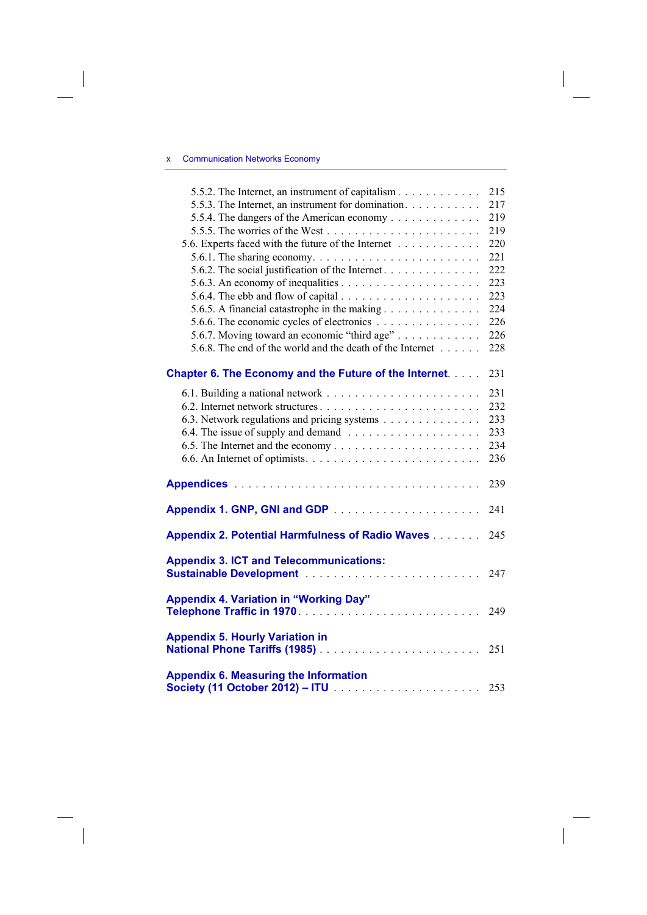5.5.2. The Internet, an instrument of capitalism . . . . . . . . . . . . 215
5.5.3. The Internet, an instrument for domination. . . . . . . . . . . 217
5.5.4. The dangers of the American economy . . . . . . . . . . . . . 219
5.5.5. The worries of the West . . . . . . . . . . . . . . . . . . . . . . . 219
5.6. Experts faced with the future of the Internet . . . . . . . . . . . 220
5.6.1. The sharing economy. . . . . . . . . . . . . . . . . . . . . . . . . 221
5.6.2. The social justification of the Internet . . . . . . . . . . . . . . 222
5.6.3. An economy of inequalities . . . . . . . . . . . . . . . . . . . . 223
5.6.4. The ebb and flow of capital . . . . . . . . . . . . . . . . . . . . 223
5.6.5. A financial catastrophe in the making . . . . . . . . . . . . . . 224
5.6.6. The economic cycles of electronics . . . . . . . . . . . . . . . 226
5.6.7. Moving toward an economic “third age” . . . . . . . . . . . . 226
5.6.8. The end of the world and the death of the Internet . . . . . . 228

**Chapter 6. The Economy and the Future of the Internet. . . . . 231**

6.1. Building a national network . . . . . . . . . . . . . . . . . . . . . . 231
6.2. Internet network structures . . . . . . . . . . . . . . . . . . . . . . . 232
6.3. Network regulations and pricing systems . . . . . . . . . . . . . . 233
6.4. The issue of supply and demand . . . . . . . . . . . . . . . . . . . 233
6.5. The Internet and the economy . . . . . . . . . . . . . . . . . . . . . 234
6.6. An Internet of optimists. . . . . . . . . . . . . . . . . . . . . . . . . 236

**Appendices . . . . . . . . . . . . . . . . . . . . . . . . . . . . . . . . . 239**

**Appendix 1. GNP, GNI and GDP . . . . . . . . . . . . . . . . . . . . 241**

**Appendix 2. Potential Harmfulness of Radio Waves . . . . . . . 245**

**Appendix 3. ICT and Telecommunications: Sustainable Development . . . . . . . . . . . . . . . . . . . . . . . . 247**

**Appendix 4. Variation in “Working Day” Telephone Traffic in 1970. . . . . . . . . . . . . . . . . . . . . . . . . 249**

**Appendix 5. Hourly Variation in National Phone Tariffs (1985) . . . . . . . . . . . . . . . . . . . . . . 251**

**Appendix 6. Measuring the Information Society (11 October 2012) – ITU . . . . . . . . . . . . . . . . . . . . . 253**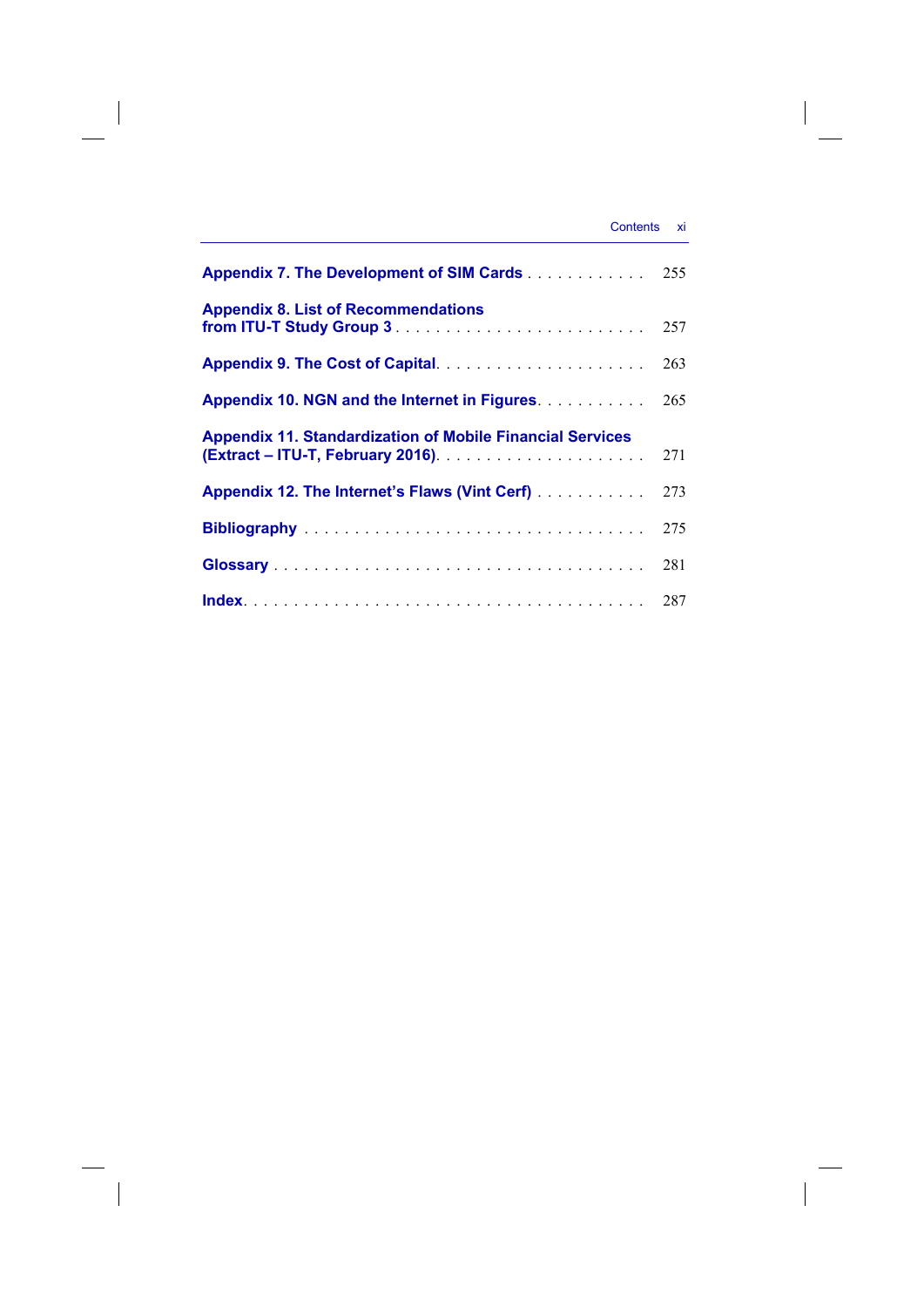**Appendix 7. The Development of SIM Cards** . . . . . . . . . . . . 255

**Appendix 8. List of Recommendations from ITU-T Study Group 3** . . . . . . . . . . . . . . . . . . . . . . . . . 257

**Appendix 9. The Cost of Capital**. . . . . . . . . . . . . . . . . . . . . 263

**Appendix 10. NGN and the Internet in Figures**. . . . . . . . . . . 265

**Appendix 11. Standardization of Mobile Financial Services (Extract – ITU-T, February 2016)**. . . . . . . . . . . . . . . . . . . . . 271

**Appendix 12. The Internet's Flaws (Vint Cerf)** . . . . . . . . . . . 273

**Bibliography** . . . . . . . . . . . . . . . . . . . . . . . . . . . . . . . . . 275

**Glossary** . . . . . . . . . . . . . . . . . . . . . . . . . . . . . . . . . . . 281

**Index**. . . . . . . . . . . . . . . . . . . . . . . . . . . . . . . . . . . . . . 287